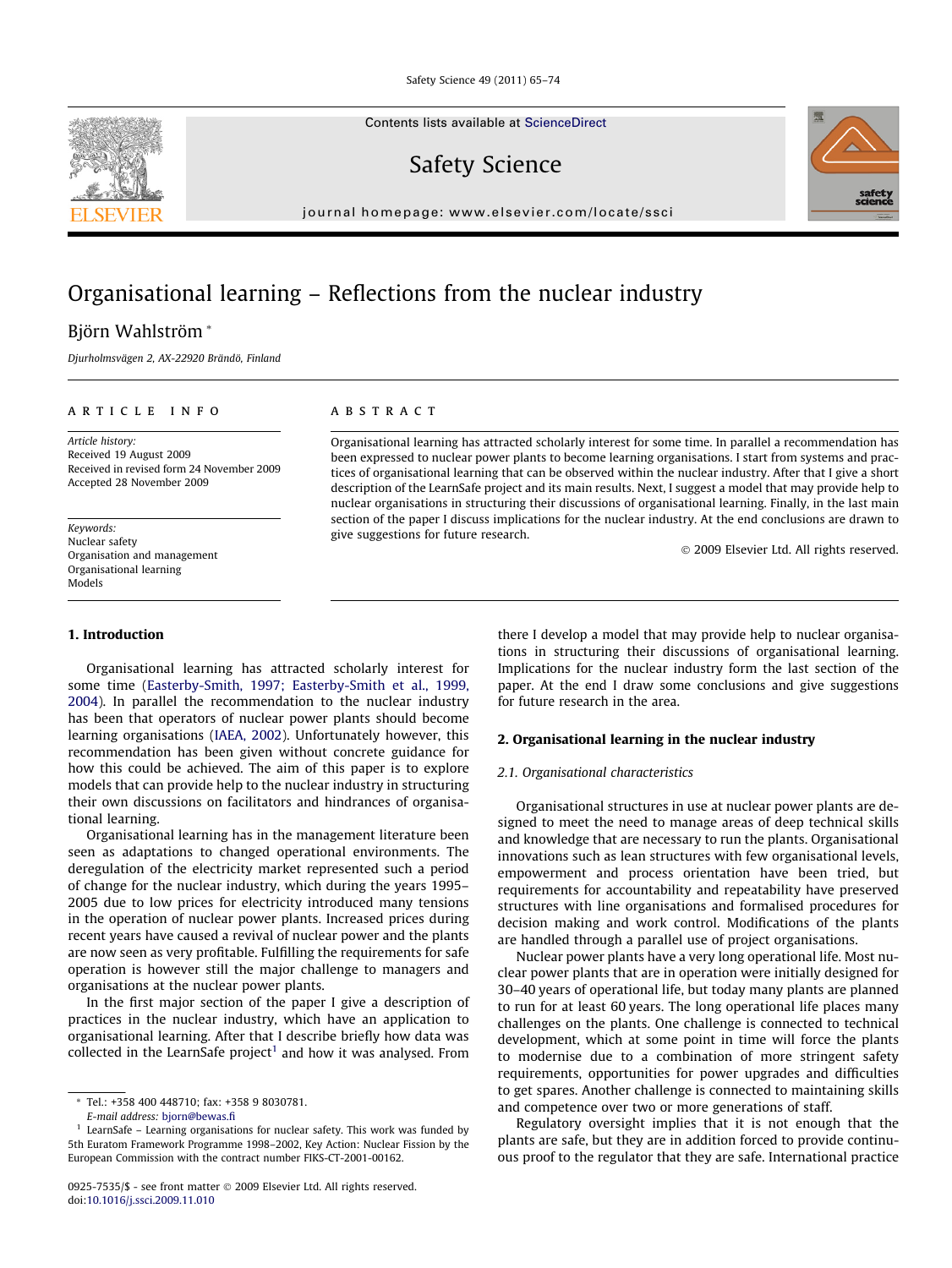# Organisational learning – Reflections from the nuclear industry

Björn Wahlström *

Djurholmsvägen 2, AX-22920 Brändö, Finland

## ARTICLE INFO

*Article history:*
Received 19 August 2009
Received in revised form 24 November 2009
Accepted 28 November 2009

*Keywords:*
Nuclear safety
Organisation and management
Organisational learning
Models

## ABSTRACT

Organisational learning has attracted scholarly interest for some time. In parallel a recommendation has been expressed to nuclear power plants to become learning organisations. I start from systems and practices of organisational learning that can be observed within the nuclear industry. After that I give a short description of the LearnSafe project and its main results. Next, I suggest a model that may provide help to nuclear organisations in structuring their discussions of organisational learning. Finally, in the last main section of the paper I discuss implications for the nuclear industry. At the end conclusions are drawn to give suggestions for future research.

© 2009 Elsevier Ltd. All rights reserved.

## 1. Introduction

Organisational learning has attracted scholarly interest for some time (Easterby-Smith, 1997; Easterby-Smith et al., 1999, 2004). In parallel the recommendation to the nuclear industry has been that operators of nuclear power plants should become learning organisations (IAEA, 2002). Unfortunately however, this recommendation has been given without concrete guidance for how this could be achieved. The aim of this paper is to explore models that can provide help to the nuclear industry in structuring their own discussions on facilitators and hindrances of organisational learning.

Organisational learning has in the management literature been seen as adaptations to changed operational environments. The deregulation of the electricity market represented such a period of change for the nuclear industry, which during the years 1995–2005 due to low prices for electricity introduced many tensions in the operation of nuclear power plants. Increased prices during recent years have caused a revival of nuclear power and the plants are now seen as very profitable. Fulfilling the requirements for safe operation is however still the major challenge to managers and organisations at the nuclear power plants.

In the first major section of the paper I give a description of practices in the nuclear industry, which have an application to organisational learning. After that I describe briefly how data was collected in the LearnSafe project[1] and how it was analysed. From there I develop a model that may provide help to nuclear organisations in structuring their discussions of organisational learning. Implications for the nuclear industry form the last section of the paper. At the end I draw some conclusions and give suggestions for future research in the area.

## 2. Organisational learning in the nuclear industry

### 2.1. Organisational characteristics

Organisational structures in use at nuclear power plants are designed to meet the need to manage areas of deep technical skills and knowledge that are necessary to run the plants. Organisational innovations such as lean structures with few organisational levels, empowerment and process orientation have been tried, but requirements for accountability and repeatability have preserved structures with line organisations and formalised procedures for decision making and work control. Modifications of the plants are handled through a parallel use of project organisations.

Nuclear power plants have a very long operational life. Most nuclear power plants that are in operation were initially designed for 30–40 years of operational life, but today many plants are planned to run for at least 60 years. The long operational life places many challenges on the plants. One challenge is connected to technical development, which at some point in time will force the plants to modernise due to a combination of more stringent safety requirements, opportunities for power upgrades and difficulties to get spares. Another challenge is connected to maintaining skills and competence over two or more generations of staff.

Regulatory oversight implies that it is not enough that the plants are safe, but they are in addition forced to provide continuous proof to the regulator that they are safe. International practice

---

* Tel.: +358 400 448710; fax: +358 9 8030781.
E-mail address: bjorn@bewas.fi

[1] LearnSafe – Learning organisations for nuclear safety. This work was funded by 5th Euratom Framework Programme 1998–2002, Key Action: Nuclear Fission by the European Commission with the contract number FIKS-CT-2001-00162.

0925-7535/$ - see front matter © 2009 Elsevier Ltd. All rights reserved.
doi:10.1016/j.ssci.2009.11.010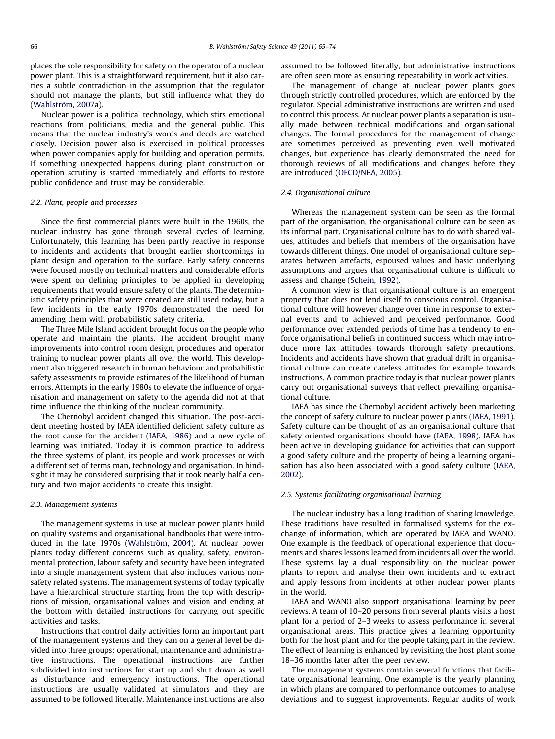places the sole responsibility for safety on the operator of a nuclear power plant. This is a straightforward requirement, but it also carries a subtle contradiction in the assumption that the regulator should not manage the plants, but still influence what they do (Wahlström, 2007a).

Nuclear power is a political technology, which stirs emotional reactions from politicians, media and the general public. This means that the nuclear industry's words and deeds are watched closely. Decision power also is exercised in political processes when power companies apply for building and operation permits. If something unexpected happens during plant construction or operation scrutiny is started immediately and efforts to restore public confidence and trust may be considerable.

### 2.2. Plant, people and processes

Since the first commercial plants were built in the 1960s, the nuclear industry has gone through several cycles of learning. Unfortunately, this learning has been partly reactive in response to incidents and accidents that brought earlier shortcomings in plant design and operation to the surface. Early safety concerns were focused mostly on technical matters and considerable efforts were spent on defining principles to be applied in developing requirements that would ensure safety of the plants. The deterministic safety principles that were created are still used today, but a few incidents in the early 1970s demonstrated the need for amending them with probabilistic safety criteria.

The Three Mile Island accident brought focus on the people who operate and maintain the plants. The accident brought many improvements into control room design, procedures and operator training to nuclear power plants all over the world. This development also triggered research in human behaviour and probabilistic safety assessments to provide estimates of the likelihood of human errors. Attempts in the early 1980s to elevate the influence of organisation and management on safety to the agenda did not at that time influence the thinking of the nuclear community.

The Chernobyl accident changed this situation. The post-accident meeting hosted by IAEA identified deficient safety culture as the root cause for the accident (IAEA, 1986) and a new cycle of learning was initiated. Today it is common practice to address the three systems of plant, its people and work processes or with a different set of terms man, technology and organisation. In hindsight it may be considered surprising that it took nearly half a century and two major accidents to create this insight.

### 2.3. Management systems

The management systems in use at nuclear power plants build on quality systems and organisational handbooks that were introduced in the late 1970s (Wahlström, 2004). At nuclear power plants today different concerns such as quality, safety, environmental protection, labour safety and security have been integrated into a single management system that also includes various non-safety related systems. The management systems of today typically have a hierarchical structure starting from the top with descriptions of mission, organisational values and vision and ending at the bottom with detailed instructions for carrying out specific activities and tasks.

Instructions that control daily activities form an important part of the management systems and they can on a general level be divided into three groups: operational, maintenance and administrative instructions. The operational instructions are further subdivided into instructions for start up and shut down as well as disturbance and emergency instructions. The operational instructions are usually validated at simulators and they are assumed to be followed literally. Maintenance instructions are also assumed to be followed literally, but administrative instructions are often seen more as ensuring repeatability in work activities.

The management of change at nuclear power plants goes through strictly controlled procedures, which are enforced by the regulator. Special administrative instructions are written and used to control this process. At nuclear power plants a separation is usually made between technical modifications and organisational changes. The formal procedures for the management of change are sometimes perceived as preventing even well motivated changes, but experience has clearly demonstrated the need for thorough reviews of all modifications and changes before they are introduced (OECD/NEA, 2005).

### 2.4. Organisational culture

Whereas the management system can be seen as the formal part of the organisation, the organisational culture can be seen as its informal part. Organisational culture has to do with shared values, attitudes and beliefs that members of the organisation have towards different things. One model of organisational culture separates between artefacts, espoused values and basic underlying assumptions and argues that organisational culture is difficult to assess and change (Schein, 1992).

A common view is that organisational culture is an emergent property that does not lend itself to conscious control. Organisational culture will however change over time in response to external events and to achieved and perceived performance. Good performance over extended periods of time has a tendency to enforce organisational beliefs in continued success, which may introduce more lax attitudes towards thorough safety precautions. Incidents and accidents have shown that gradual drift in organisational culture can create careless attitudes for example towards instructions. A common practice today is that nuclear power plants carry out organisational surveys that reflect prevailing organisational culture.

IAEA has since the Chernobyl accident actively been marketing the concept of safety culture to nuclear power plants (IAEA, 1991). Safety culture can be thought of as an organisational culture that safety oriented organisations should have (IAEA, 1998). IAEA has been active in developing guidance for activities that can support a good safety culture and the property of being a learning organisation has also been associated with a good safety culture (IAEA, 2002).

### 2.5. Systems facilitating organisational learning

The nuclear industry has a long tradition of sharing knowledge. These traditions have resulted in formalised systems for the exchange of information, which are operated by IAEA and WANO. One example is the feedback of operational experience that documents and shares lessons learned from incidents all over the world. These systems lay a dual responsibility on the nuclear power plants to report and analyse their own incidents and to extract and apply lessons from incidents at other nuclear power plants in the world.

IAEA and WANO also support organisational learning by peer reviews. A team of 10–20 persons from several plants visits a host plant for a period of 2–3 weeks to assess performance in several organisational areas. This practice gives a learning opportunity both for the host plant and for the people taking part in the review. The effect of learning is enhanced by revisiting the host plant some 18–36 months later after the peer review.

The management systems contain several functions that facilitate organisational learning. One example is the yearly planning in which plans are compared to performance outcomes to analyse deviations and to suggest improvements. Regular audits of work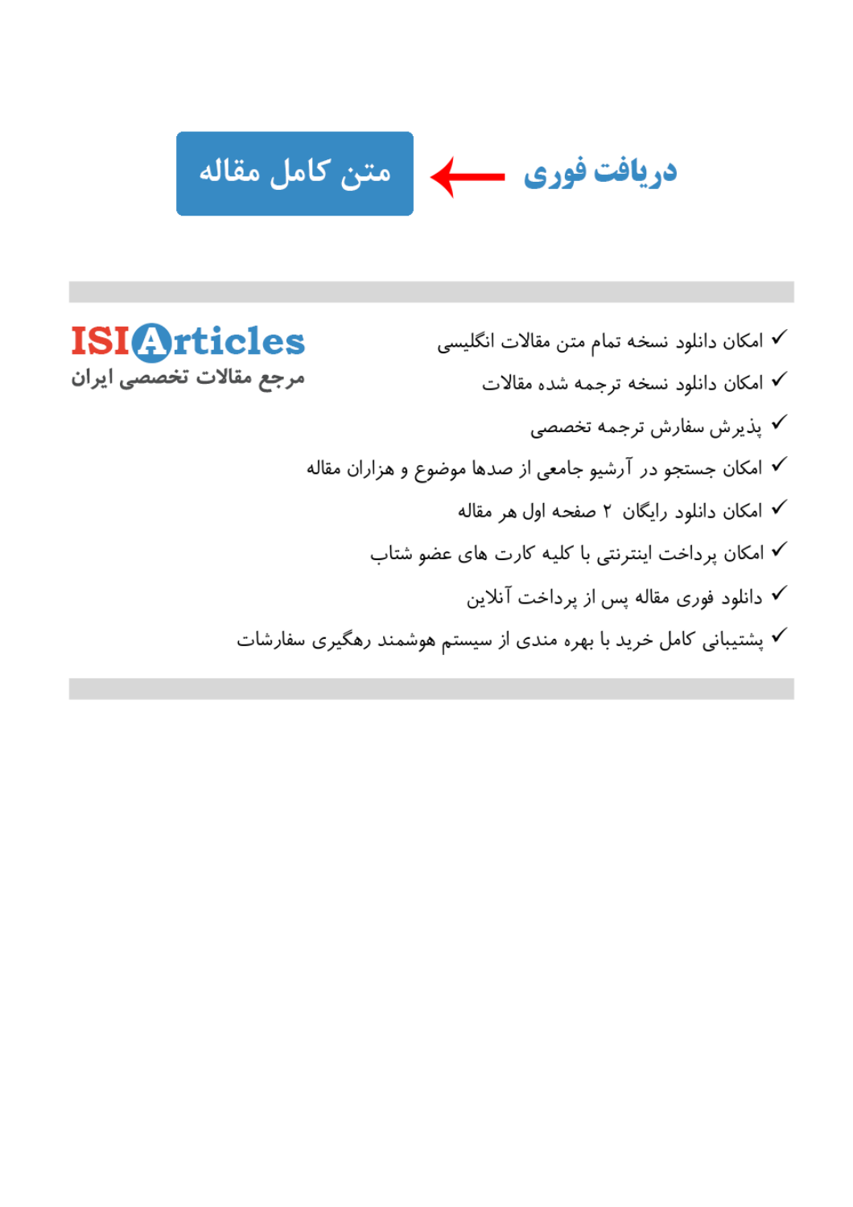دریافت فوری ← متن کامل مقاله

**ISIArticles**
مرجع مقالات تخصصی ایران

- ✓ امکان دانلود نسخه تمام متن مقالات انگلیسی
- ✓ امکان دانلود نسخه ترجمه شده مقالات
- ✓ پذیرش سفارش ترجمه تخصصی
- ✓ امکان جستجو در آرشیو جامعی از صدها موضوع و هزاران مقاله
- ✓ امکان دانلود رایگان ۲ صفحه اول هر مقاله
- ✓ امکان پرداخت اینترنتی با کلیه کارت های عضو شتاب
- ✓ دانلود فوری مقاله پس از پرداخت آنلاین
- ✓ پشتیبانی کامل خرید با بهره مندی از سیستم هوشمند رهگیری سفارشات